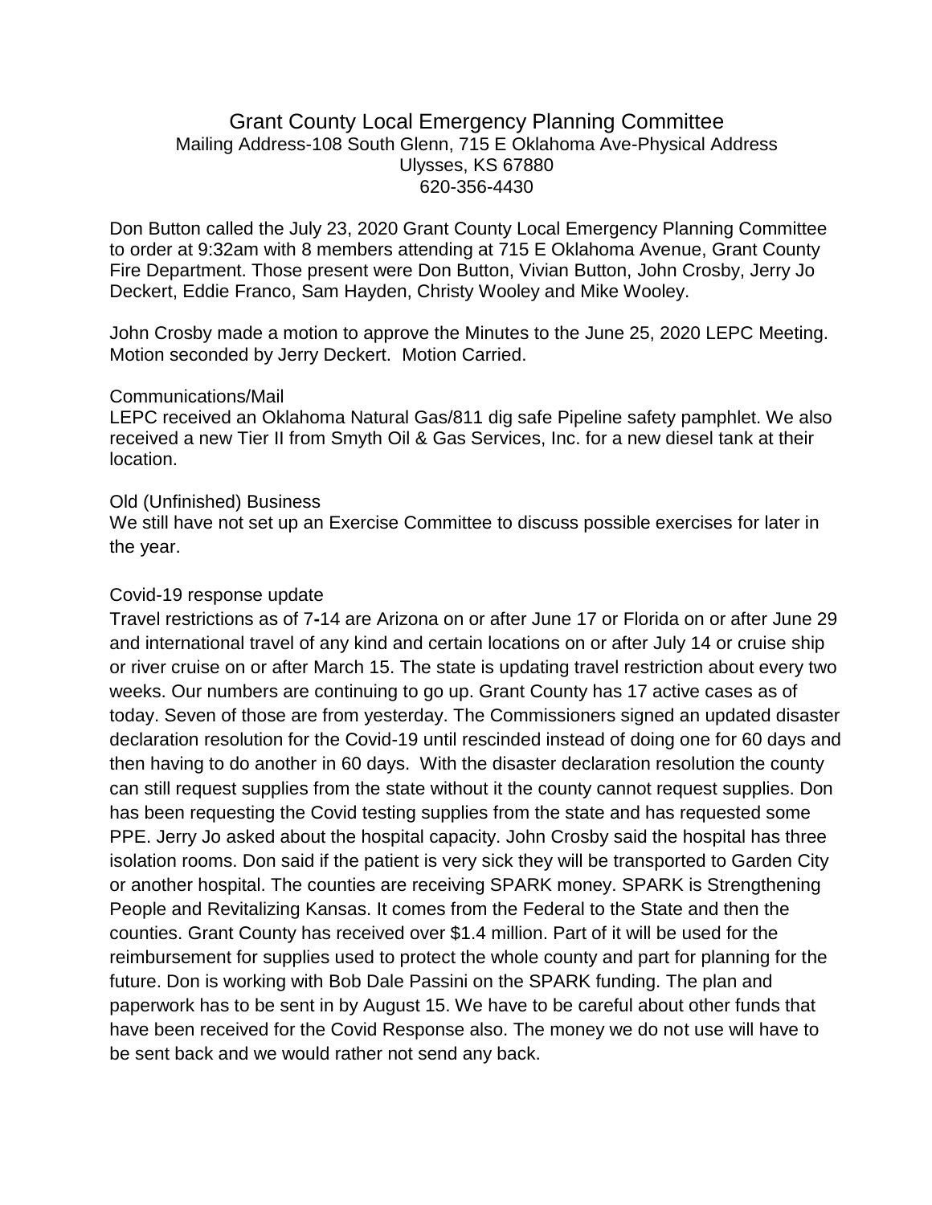# Grant County Local Emergency Planning Committee

Mailing Address-108 South Glenn, 715 E Oklahoma Ave-Physical Address
Ulysses, KS 67880
620-356-4430

Don Button called the July 23, 2020 Grant County Local Emergency Planning Committee to order at 9:32am with 8 members attending at 715 E Oklahoma Avenue, Grant County Fire Department. Those present were Don Button, Vivian Button, John Crosby, Jerry Jo Deckert, Eddie Franco, Sam Hayden, Christy Wooley and Mike Wooley.

John Crosby made a motion to approve the Minutes to the June 25, 2020 LEPC Meeting. Motion seconded by Jerry Deckert. Motion Carried.

## Communications/Mail

LEPC received an Oklahoma Natural Gas/811 dig safe Pipeline safety pamphlet. We also received a new Tier II from Smyth Oil & Gas Services, Inc. for a new diesel tank at their location.

## Old (Unfinished) Business

We still have not set up an Exercise Committee to discuss possible exercises for later in the year.

## Covid-19 response update

Travel restrictions as of 7-14 are Arizona on or after June 17 or Florida on or after June 29 and international travel of any kind and certain locations on or after July 14 or cruise ship or river cruise on or after March 15. The state is updating travel restriction about every two weeks. Our numbers are continuing to go up. Grant County has 17 active cases as of today. Seven of those are from yesterday. The Commissioners signed an updated disaster declaration resolution for the Covid-19 until rescinded instead of doing one for 60 days and then having to do another in 60 days. With the disaster declaration resolution the county can still request supplies from the state without it the county cannot request supplies. Don has been requesting the Covid testing supplies from the state and has requested some PPE. Jerry Jo asked about the hospital capacity. John Crosby said the hospital has three isolation rooms. Don said if the patient is very sick they will be transported to Garden City or another hospital. The counties are receiving SPARK money. SPARK is Strengthening People and Revitalizing Kansas. It comes from the Federal to the State and then the counties. Grant County has received over $1.4 million. Part of it will be used for the reimbursement for supplies used to protect the whole county and part for planning for the future. Don is working with Bob Dale Passini on the SPARK funding. The plan and paperwork has to be sent in by August 15. We have to be careful about other funds that have been received for the Covid Response also. The money we do not use will have to be sent back and we would rather not send any back.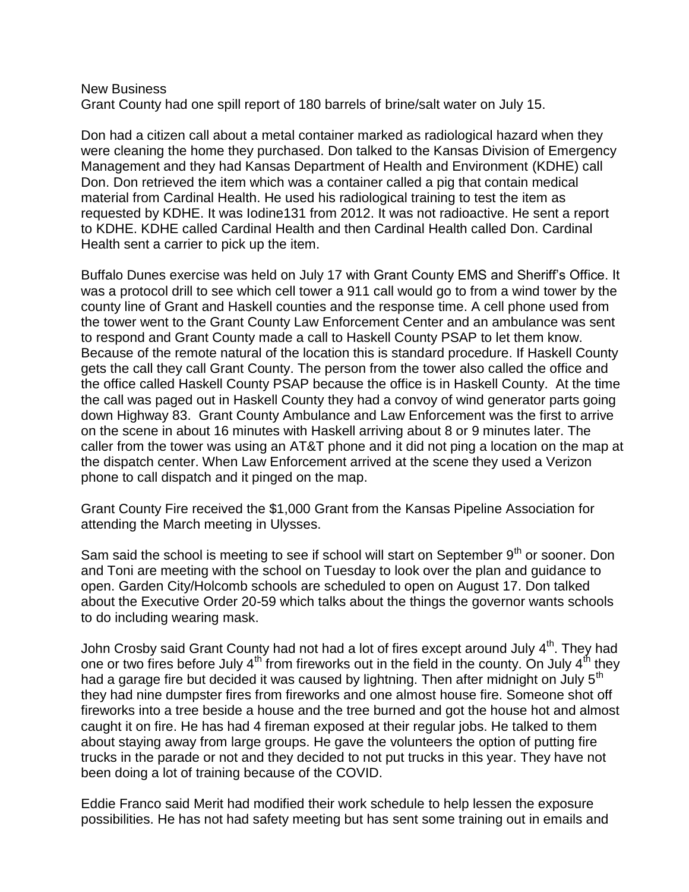New Business

Grant County had one spill report of 180 barrels of brine/salt water on July 15.

Don had a citizen call about a metal container marked as radiological hazard when they were cleaning the home they purchased. Don talked to the Kansas Division of Emergency Management and they had Kansas Department of Health and Environment (KDHE) call Don. Don retrieved the item which was a container called a pig that contain medical material from Cardinal Health. He used his radiological training to test the item as requested by KDHE. It was Iodine131 from 2012. It was not radioactive. He sent a report to KDHE. KDHE called Cardinal Health and then Cardinal Health called Don. Cardinal Health sent a carrier to pick up the item.

Buffalo Dunes exercise was held on July 17 with Grant County EMS and Sheriff's Office. It was a protocol drill to see which cell tower a 911 call would go to from a wind tower by the county line of Grant and Haskell counties and the response time. A cell phone used from the tower went to the Grant County Law Enforcement Center and an ambulance was sent to respond and Grant County made a call to Haskell County PSAP to let them know. Because of the remote natural of the location this is standard procedure. If Haskell County gets the call they call Grant County. The person from the tower also called the office and the office called Haskell County PSAP because the office is in Haskell County. At the time the call was paged out in Haskell County they had a convoy of wind generator parts going down Highway 83. Grant County Ambulance and Law Enforcement was the first to arrive on the scene in about 16 minutes with Haskell arriving about 8 or 9 minutes later. The caller from the tower was using an AT&T phone and it did not ping a location on the map at the dispatch center. When Law Enforcement arrived at the scene they used a Verizon phone to call dispatch and it pinged on the map.

Grant County Fire received the $1,000 Grant from the Kansas Pipeline Association for attending the March meeting in Ulysses.

Sam said the school is meeting to see if school will start on September 9th or sooner. Don and Toni are meeting with the school on Tuesday to look over the plan and guidance to open. Garden City/Holcomb schools are scheduled to open on August 17. Don talked about the Executive Order 20-59 which talks about the things the governor wants schools to do including wearing mask.

John Crosby said Grant County had not had a lot of fires except around July 4th. They had one or two fires before July 4th from fireworks out in the field in the county. On July 4th they had a garage fire but decided it was caused by lightning. Then after midnight on July 5th they had nine dumpster fires from fireworks and one almost house fire. Someone shot off fireworks into a tree beside a house and the tree burned and got the house hot and almost caught it on fire. He has had 4 fireman exposed at their regular jobs. He talked to them about staying away from large groups. He gave the volunteers the option of putting fire trucks in the parade or not and they decided to not put trucks in this year. They have not been doing a lot of training because of the COVID.

Eddie Franco said Merit had modified their work schedule to help lessen the exposure possibilities. He has not had safety meeting but has sent some training out in emails and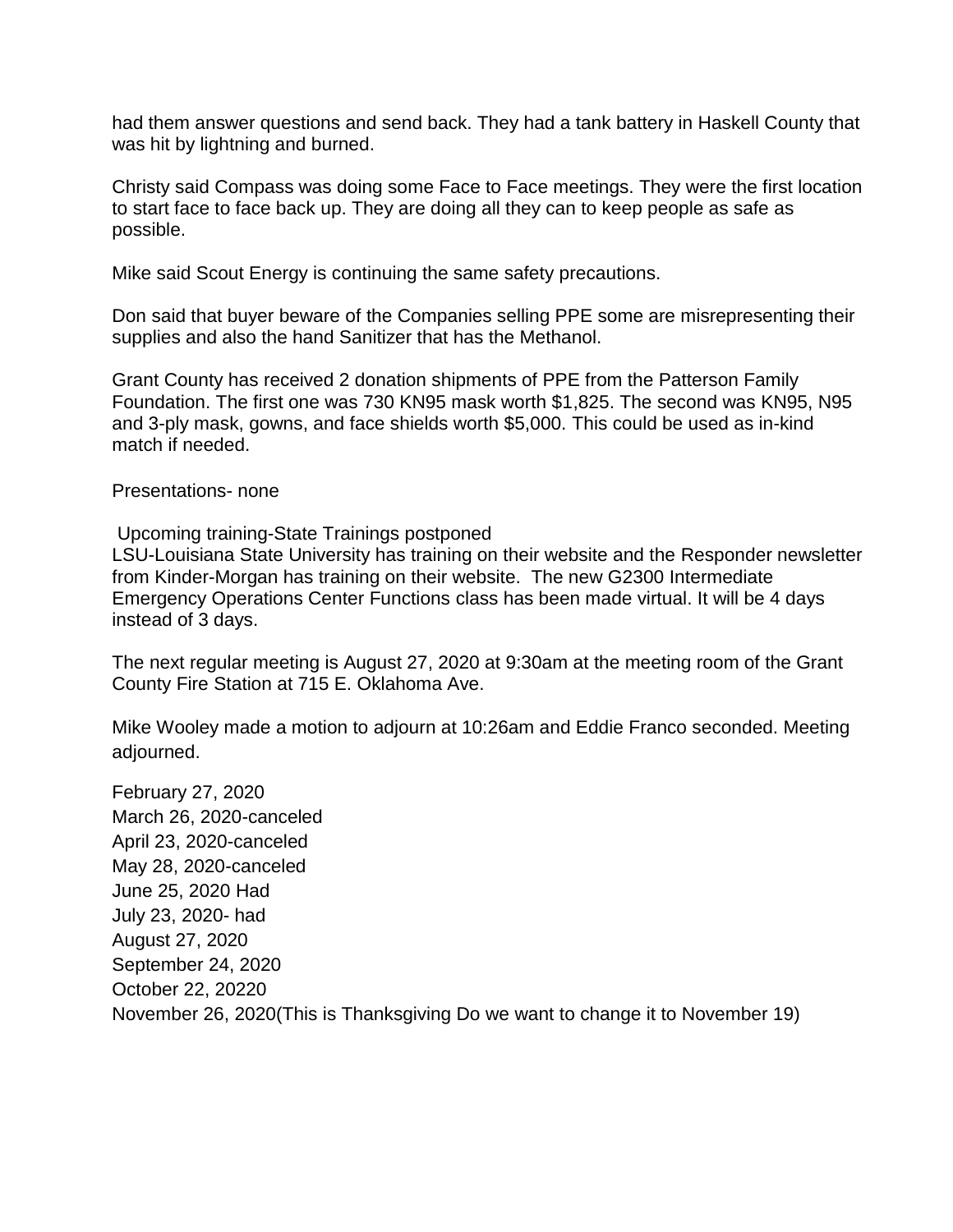had them answer questions and send back. They had a tank battery in Haskell County that was hit by lightning and burned.

Christy said Compass was doing some Face to Face meetings. They were the first location to start face to face back up. They are doing all they can to keep people as safe as possible.

Mike said Scout Energy is continuing the same safety precautions.

Don said that buyer beware of the Companies selling PPE some are misrepresenting their supplies and also the hand Sanitizer that has the Methanol.

Grant County has received 2 donation shipments of PPE from the Patterson Family Foundation. The first one was 730 KN95 mask worth $1,825. The second was KN95, N95 and 3-ply mask, gowns, and face shields worth $5,000. This could be used as in-kind match if needed.

Presentations- none

Upcoming training-State Trainings postponed
LSU-Louisiana State University has training on their website and the Responder newsletter from Kinder-Morgan has training on their website. The new G2300 Intermediate Emergency Operations Center Functions class has been made virtual. It will be 4 days instead of 3 days.

The next regular meeting is August 27, 2020 at 9:30am at the meeting room of the Grant County Fire Station at 715 E. Oklahoma Ave.

Mike Wooley made a motion to adjourn at 10:26am and Eddie Franco seconded. Meeting adjourned.

February 27, 2020
March 26, 2020-canceled
April 23, 2020-canceled
May 28, 2020-canceled
June 25, 2020 Had
July 23, 2020- had
August 27, 2020
September 24, 2020
October 22, 20220
November 26, 2020(This is Thanksgiving Do we want to change it to November 19)